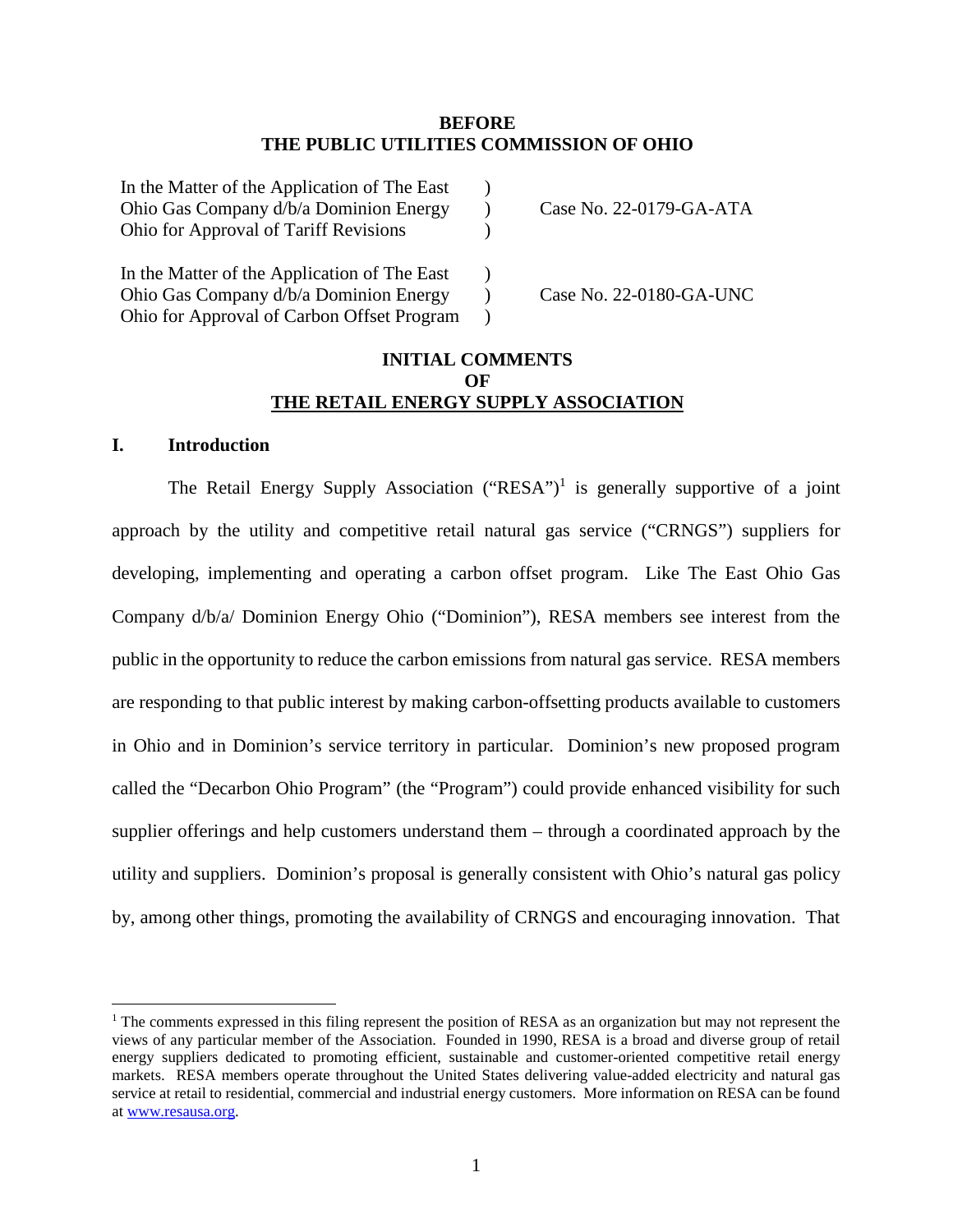**BEFORE**
**THE PUBLIC UTILITIES COMMISSION OF OHIO**

| | | |
|---|---|---|
| In the Matter of the Application of The East Ohio Gas Company d/b/a Dominion Energy Ohio for Approval of Tariff Revisions | ) ) ) | Case No. 22-0179-GA-ATA |
| In the Matter of the Application of The East Ohio Gas Company d/b/a Dominion Energy Ohio for Approval of Carbon Offset Program | ) ) ) | Case No. 22-0180-GA-UNC |

**INITIAL COMMENTS**
**OF**
**THE RETAIL ENERGY SUPPLY ASSOCIATION**

## I. Introduction

The Retail Energy Supply Association ("RESA")[1] is generally supportive of a joint approach by the utility and competitive retail natural gas service ("CRNGS") suppliers for developing, implementing and operating a carbon offset program. Like The East Ohio Gas Company d/b/a/ Dominion Energy Ohio ("Dominion"), RESA members see interest from the public in the opportunity to reduce the carbon emissions from natural gas service. RESA members are responding to that public interest by making carbon-offsetting products available to customers in Ohio and in Dominion's service territory in particular. Dominion's new proposed program called the "Decarbon Ohio Program" (the "Program") could provide enhanced visibility for such supplier offerings and help customers understand them – through a coordinated approach by the utility and suppliers. Dominion's proposal is generally consistent with Ohio's natural gas policy by, among other things, promoting the availability of CRNGS and encouraging innovation. That

---

[1] The comments expressed in this filing represent the position of RESA as an organization but may not represent the views of any particular member of the Association. Founded in 1990, RESA is a broad and diverse group of retail energy suppliers dedicated to promoting efficient, sustainable and customer-oriented competitive retail energy markets. RESA members operate throughout the United States delivering value-added electricity and natural gas service at retail to residential, commercial and industrial energy customers. More information on RESA can be found at www.resausa.org.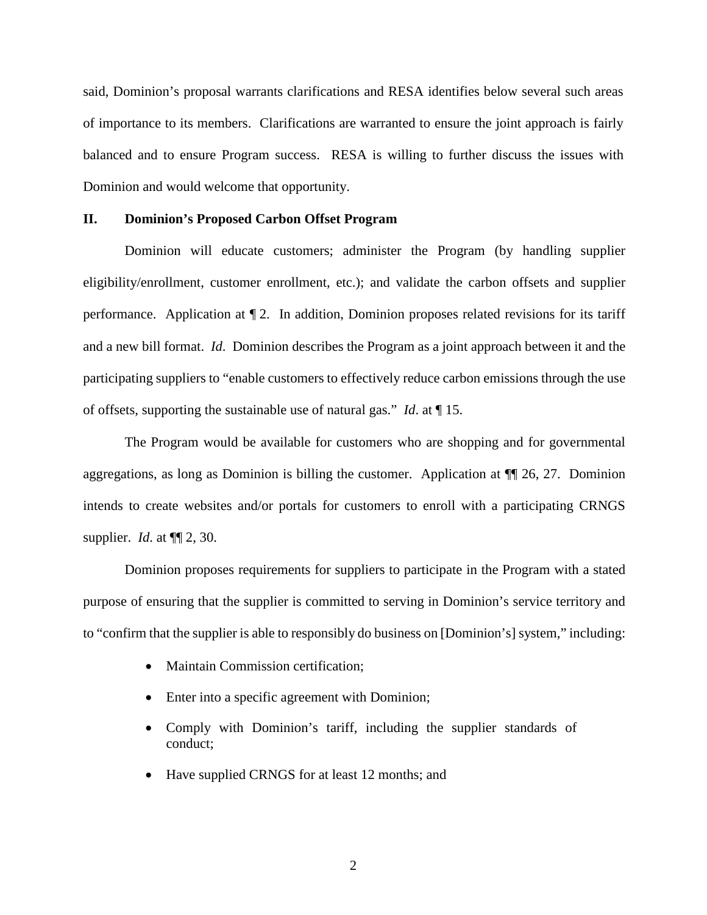said, Dominion's proposal warrants clarifications and RESA identifies below several such areas of importance to its members. Clarifications are warranted to ensure the joint approach is fairly balanced and to ensure Program success. RESA is willing to further discuss the issues with Dominion and would welcome that opportunity.

## II. Dominion's Proposed Carbon Offset Program

Dominion will educate customers; administer the Program (by handling supplier eligibility/enrollment, customer enrollment, etc.); and validate the carbon offsets and supplier performance. Application at ¶ 2. In addition, Dominion proposes related revisions for its tariff and a new bill format. *Id.* Dominion describes the Program as a joint approach between it and the participating suppliers to "enable customers to effectively reduce carbon emissions through the use of offsets, supporting the sustainable use of natural gas." *Id*. at ¶ 15.

The Program would be available for customers who are shopping and for governmental aggregations, as long as Dominion is billing the customer. Application at ¶¶ 26, 27. Dominion intends to create websites and/or portals for customers to enroll with a participating CRNGS supplier. *Id*. at ¶¶ 2, 30.

Dominion proposes requirements for suppliers to participate in the Program with a stated purpose of ensuring that the supplier is committed to serving in Dominion's service territory and to "confirm that the supplier is able to responsibly do business on [Dominion's] system," including:

- Maintain Commission certification;
- Enter into a specific agreement with Dominion;
- Comply with Dominion's tariff, including the supplier standards of conduct;
- Have supplied CRNGS for at least 12 months; and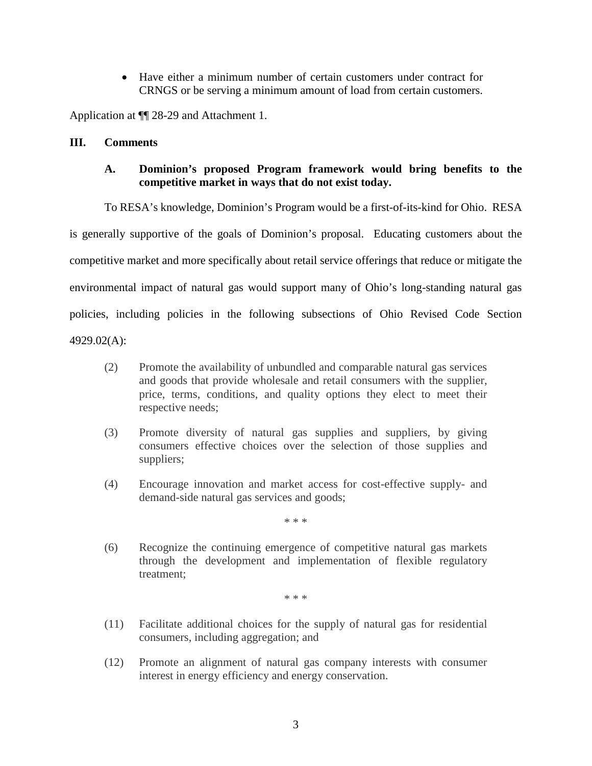- Have either a minimum number of certain customers under contract for CRNGS or be serving a minimum amount of load from certain customers.

Application at ¶¶ 28-29 and Attachment 1.

## III. Comments

### A. Dominion's proposed Program framework would bring benefits to the competitive market in ways that do not exist today.

To RESA's knowledge, Dominion's Program would be a first-of-its-kind for Ohio. RESA is generally supportive of the goals of Dominion's proposal. Educating customers about the competitive market and more specifically about retail service offerings that reduce or mitigate the environmental impact of natural gas would support many of Ohio's long-standing natural gas policies, including policies in the following subsections of Ohio Revised Code Section 4929.02(A):

> (2) Promote the availability of unbundled and comparable natural gas services and goods that provide wholesale and retail consumers with the supplier, price, terms, conditions, and quality options they elect to meet their respective needs;
>
> (3) Promote diversity of natural gas supplies and suppliers, by giving consumers effective choices over the selection of those supplies and suppliers;
>
> (4) Encourage innovation and market access for cost-effective supply- and demand-side natural gas services and goods;
>
> \* \* \*
>
> (6) Recognize the continuing emergence of competitive natural gas markets through the development and implementation of flexible regulatory treatment;
>
> \* \* \*
>
> (11) Facilitate additional choices for the supply of natural gas for residential consumers, including aggregation; and
>
> (12) Promote an alignment of natural gas company interests with consumer interest in energy efficiency and energy conservation.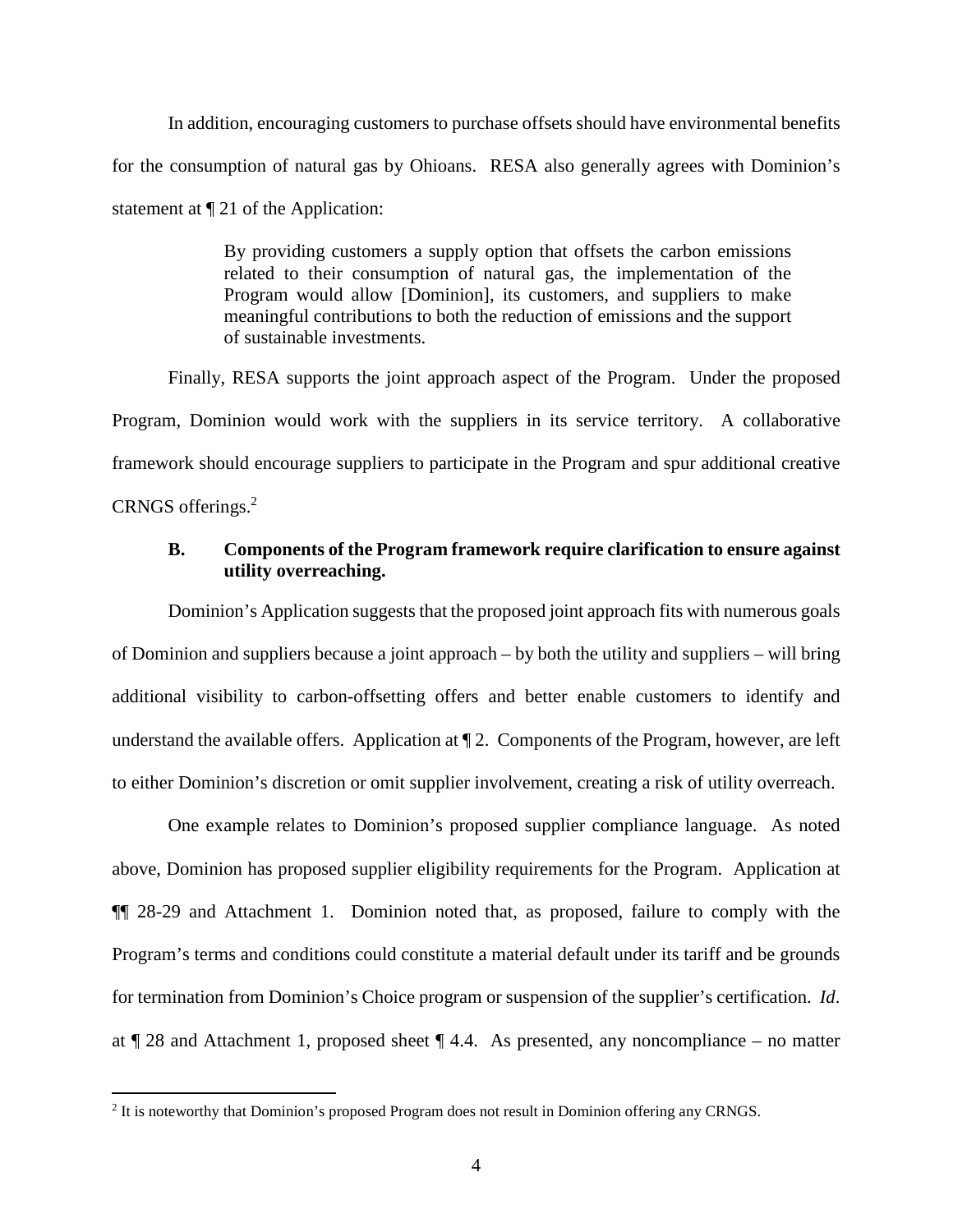In addition, encouraging customers to purchase offsets should have environmental benefits for the consumption of natural gas by Ohioans. RESA also generally agrees with Dominion's statement at ¶ 21 of the Application:

> By providing customers a supply option that offsets the carbon emissions related to their consumption of natural gas, the implementation of the Program would allow [Dominion], its customers, and suppliers to make meaningful contributions to both the reduction of emissions and the support of sustainable investments.

Finally, RESA supports the joint approach aspect of the Program. Under the proposed Program, Dominion would work with the suppliers in its service territory. A collaborative framework should encourage suppliers to participate in the Program and spur additional creative CRNGS offerings.[2]

### B. Components of the Program framework require clarification to ensure against utility overreaching.

Dominion's Application suggests that the proposed joint approach fits with numerous goals of Dominion and suppliers because a joint approach – by both the utility and suppliers – will bring additional visibility to carbon-offsetting offers and better enable customers to identify and understand the available offers. Application at ¶ 2. Components of the Program, however, are left to either Dominion's discretion or omit supplier involvement, creating a risk of utility overreach.

One example relates to Dominion's proposed supplier compliance language. As noted above, Dominion has proposed supplier eligibility requirements for the Program. Application at ¶¶ 28-29 and Attachment 1. Dominion noted that, as proposed, failure to comply with the Program's terms and conditions could constitute a material default under its tariff and be grounds for termination from Dominion's Choice program or suspension of the supplier's certification. *Id*. at ¶ 28 and Attachment 1, proposed sheet ¶ 4.4. As presented, any noncompliance – no matter

---

[2] It is noteworthy that Dominion's proposed Program does not result in Dominion offering any CRNGS.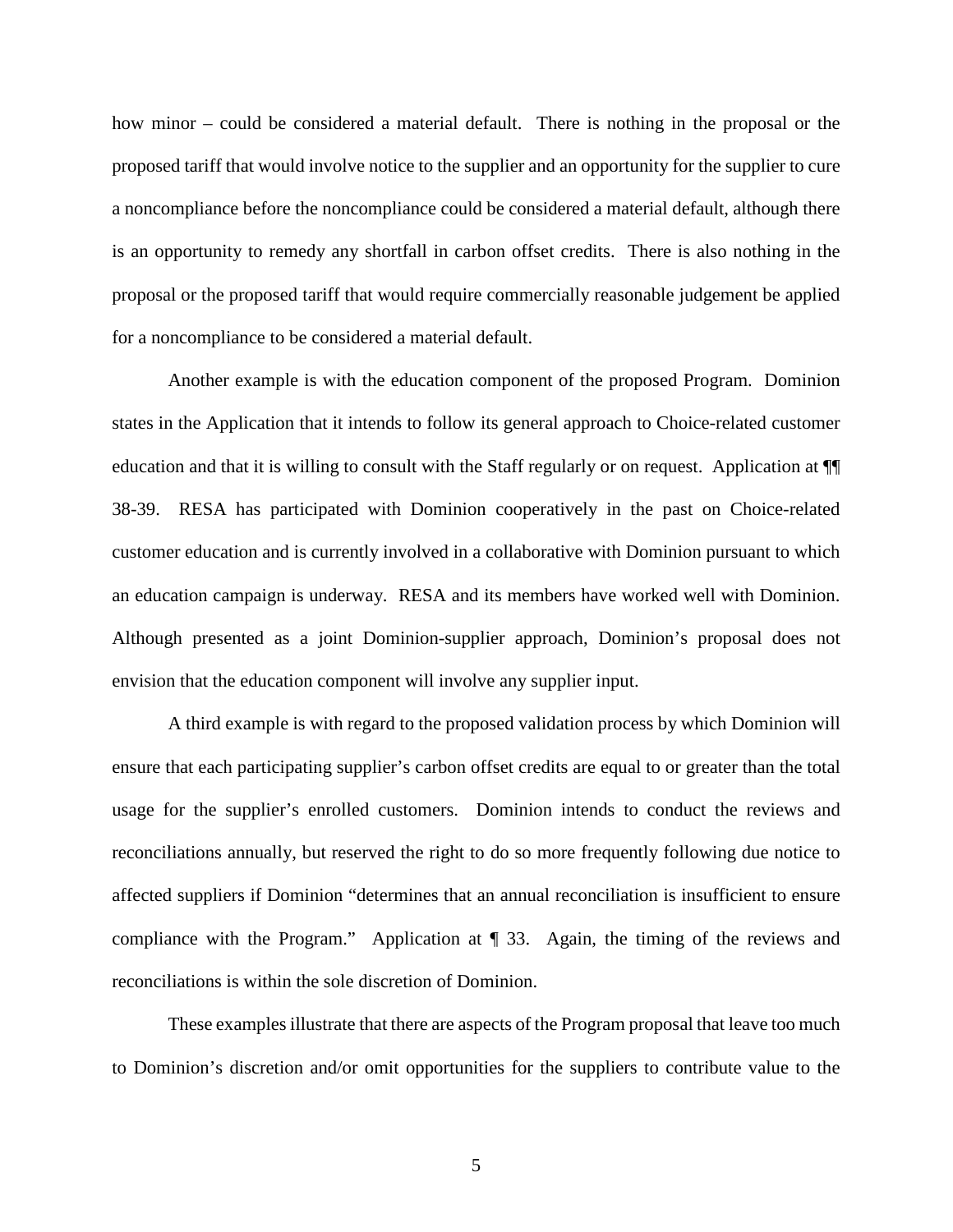how minor – could be considered a material default. There is nothing in the proposal or the proposed tariff that would involve notice to the supplier and an opportunity for the supplier to cure a noncompliance before the noncompliance could be considered a material default, although there is an opportunity to remedy any shortfall in carbon offset credits. There is also nothing in the proposal or the proposed tariff that would require commercially reasonable judgement be applied for a noncompliance to be considered a material default.

Another example is with the education component of the proposed Program. Dominion states in the Application that it intends to follow its general approach to Choice-related customer education and that it is willing to consult with the Staff regularly or on request. Application at ¶¶ 38-39. RESA has participated with Dominion cooperatively in the past on Choice-related customer education and is currently involved in a collaborative with Dominion pursuant to which an education campaign is underway. RESA and its members have worked well with Dominion. Although presented as a joint Dominion-supplier approach, Dominion's proposal does not envision that the education component will involve any supplier input.

A third example is with regard to the proposed validation process by which Dominion will ensure that each participating supplier's carbon offset credits are equal to or greater than the total usage for the supplier's enrolled customers. Dominion intends to conduct the reviews and reconciliations annually, but reserved the right to do so more frequently following due notice to affected suppliers if Dominion "determines that an annual reconciliation is insufficient to ensure compliance with the Program." Application at ¶ 33. Again, the timing of the reviews and reconciliations is within the sole discretion of Dominion.

These examples illustrate that there are aspects of the Program proposal that leave too much to Dominion's discretion and/or omit opportunities for the suppliers to contribute value to the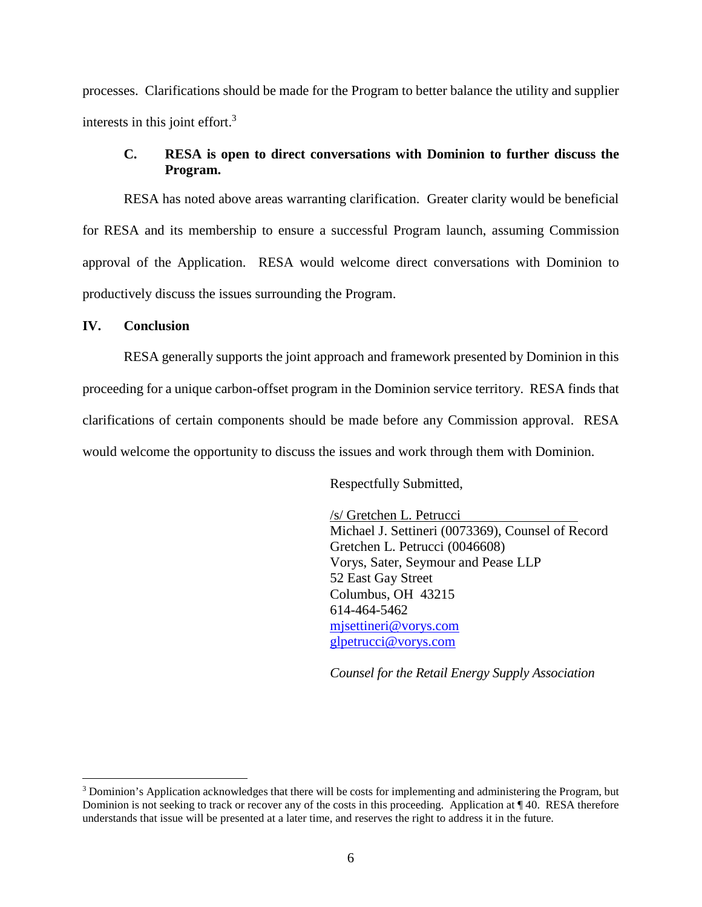processes. Clarifications should be made for the Program to better balance the utility and supplier interests in this joint effort.[3]

### C. RESA is open to direct conversations with Dominion to further discuss the Program.

RESA has noted above areas warranting clarification. Greater clarity would be beneficial for RESA and its membership to ensure a successful Program launch, assuming Commission approval of the Application. RESA would welcome direct conversations with Dominion to productively discuss the issues surrounding the Program.

## IV. Conclusion

RESA generally supports the joint approach and framework presented by Dominion in this proceeding for a unique carbon-offset program in the Dominion service territory. RESA finds that clarifications of certain components should be made before any Commission approval. RESA would welcome the opportunity to discuss the issues and work through them with Dominion.

Respectfully Submitted,

/s/ Gretchen L. Petrucci
Michael J. Settineri (0073369), Counsel of Record
Gretchen L. Petrucci (0046608)
Vorys, Sater, Seymour and Pease LLP
52 East Gay Street
Columbus, OH 43215
614-464-5462
mjsettineri@vorys.com
glpetrucci@vorys.com

*Counsel for the Retail Energy Supply Association*

---

[3] Dominion's Application acknowledges that there will be costs for implementing and administering the Program, but Dominion is not seeking to track or recover any of the costs in this proceeding. Application at ¶ 40. RESA therefore understands that issue will be presented at a later time, and reserves the right to address it in the future.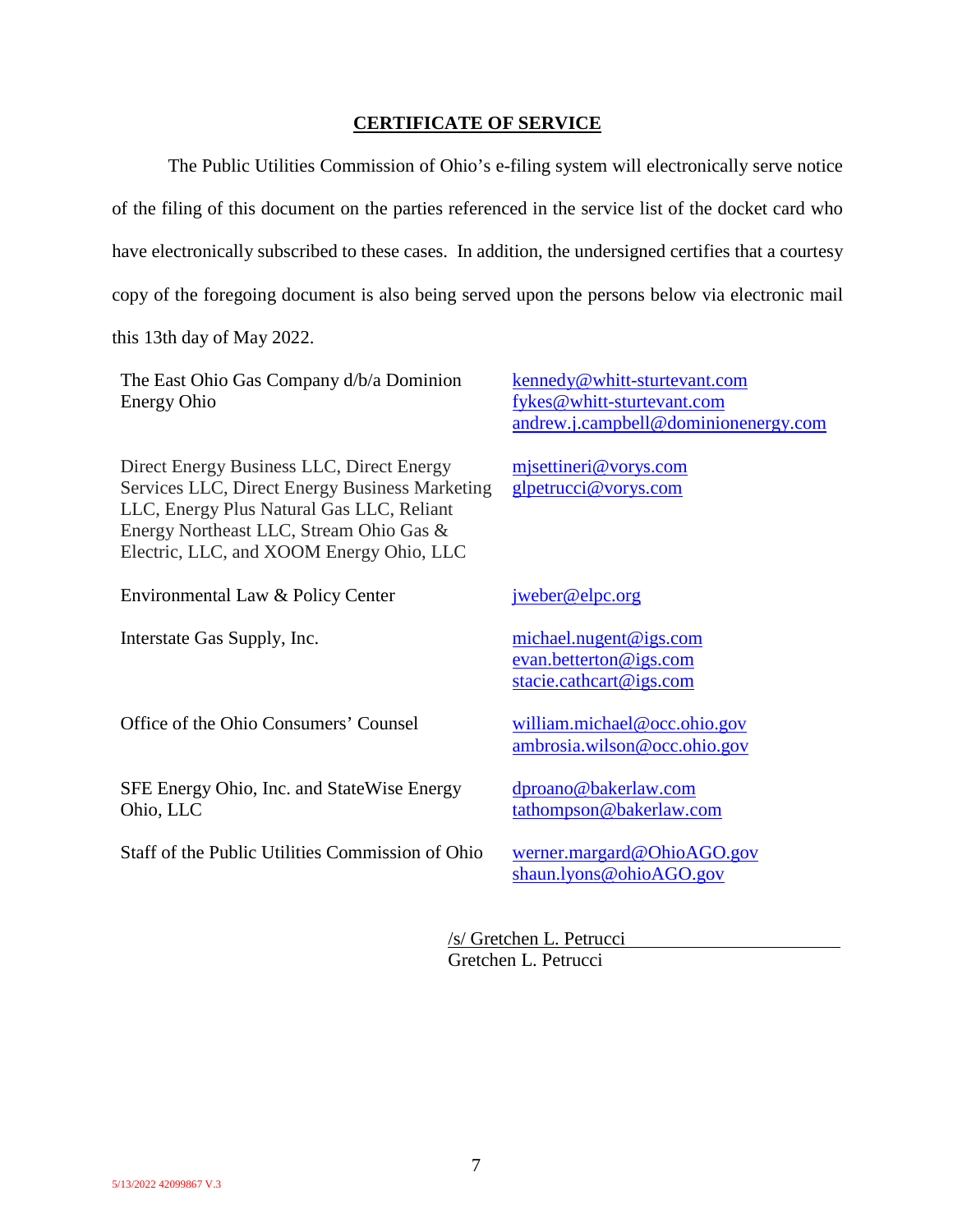**CERTIFICATE OF SERVICE**

The Public Utilities Commission of Ohio's e-filing system will electronically serve notice of the filing of this document on the parties referenced in the service list of the docket card who have electronically subscribed to these cases. In addition, the undersigned certifies that a courtesy copy of the foregoing document is also being served upon the persons below via electronic mail this 13th day of May 2022.

| | |
|---|---|
| The East Ohio Gas Company d/b/a Dominion Energy Ohio | kennedy@whitt-sturtevant.com<br>fykes@whitt-sturtevant.com<br>andrew.j.campbell@dominionenergy.com |
| Direct Energy Business LLC, Direct Energy Services LLC, Direct Energy Business Marketing LLC, Energy Plus Natural Gas LLC, Reliant Energy Northeast LLC, Stream Ohio Gas & Electric, LLC, and XOOM Energy Ohio, LLC | mjsettineri@vorys.com<br>glpetrucci@vorys.com |
| Environmental Law & Policy Center | jweber@elpc.org |
| Interstate Gas Supply, Inc. | michael.nugent@igs.com<br>evan.betterton@igs.com<br>stacie.cathcart@igs.com |
| Office of the Ohio Consumers' Counsel | william.michael@occ.ohio.gov<br>ambrosia.wilson@occ.ohio.gov |
| SFE Energy Ohio, Inc. and StateWise Energy Ohio, LLC | dproano@bakerlaw.com<br>tathompson@bakerlaw.com |
| Staff of the Public Utilities Commission of Ohio | werner.margard@OhioAGO.gov<br>shaun.lyons@ohioAGO.gov |

/s/ Gretchen L. Petrucci
Gretchen L. Petrucci

5/13/2022 42099867 V.3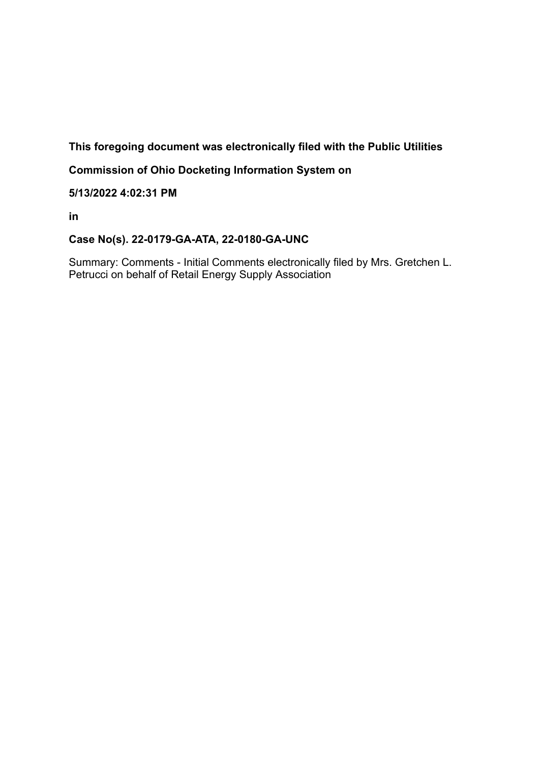**This foregoing document was electronically filed with the Public Utilities**

**Commission of Ohio Docketing Information System on**

**5/13/2022 4:02:31 PM**

**in**

**Case No(s). 22-0179-GA-ATA, 22-0180-GA-UNC**

Summary: Comments - Initial Comments electronically filed by Mrs. Gretchen L. Petrucci on behalf of Retail Energy Supply Association